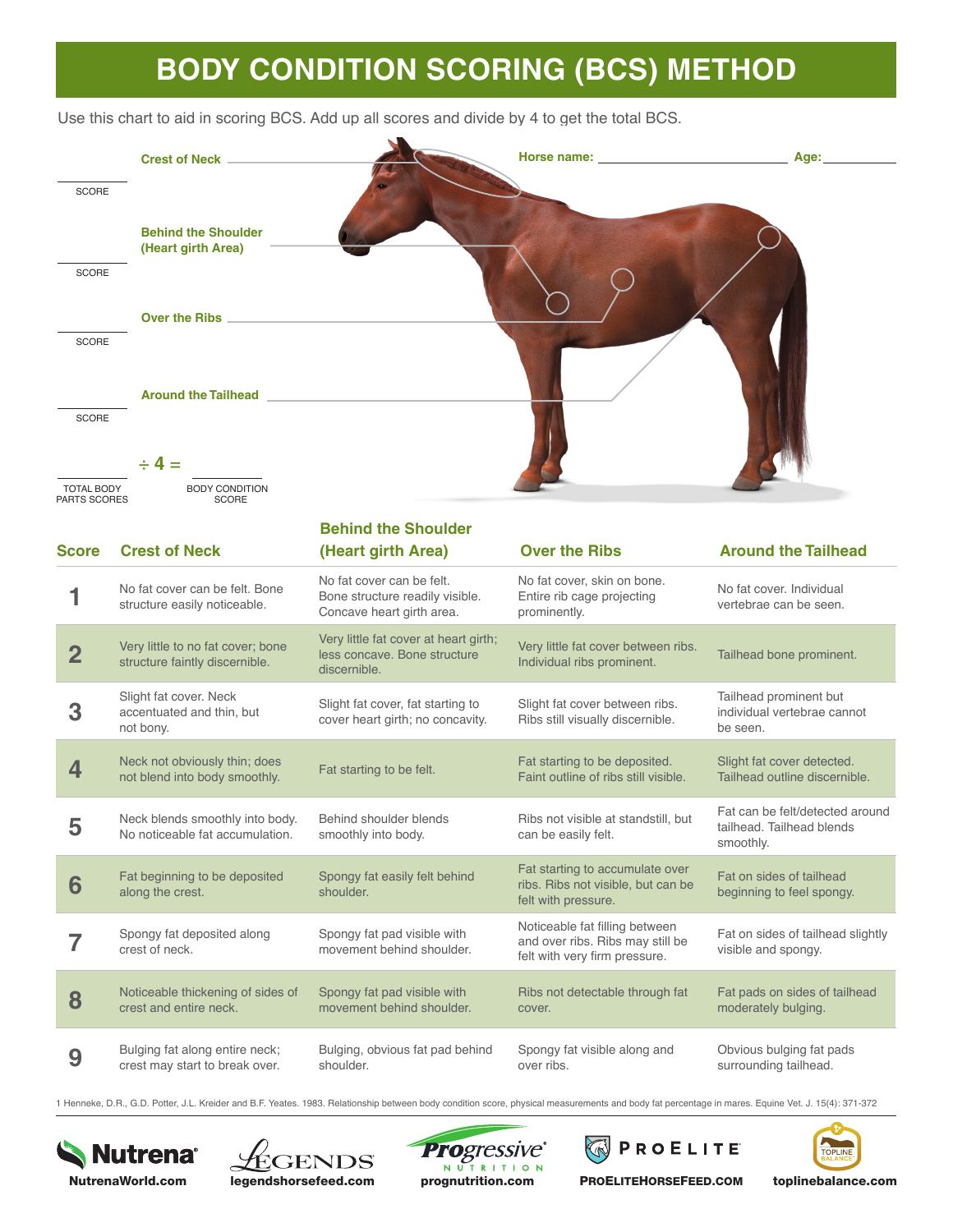# BODY CONDITION SCORING (BCS) METHOD

Use this chart to aid in scoring BCS. Add up all scores and divide by 4 to get the total BCS.

**Horse name:** ______________________ **Age:** __________

**Crest of Neck** ______
SCORE

**Behind the Shoulder (Heart girth Area)** ______
SCORE

**Over the Ribs** ______
SCORE

**Around the Tailhead** ______
SCORE

______ ÷ 4 = ______
TOTAL BODY PARTS SCORES — BODY CONDITION SCORE

| Score | Crest of Neck | Behind the Shoulder (Heart girth Area) | Over the Ribs | Around the Tailhead |
|---|---|---|---|---|
| 1 | No fat cover can be felt. Bone structure easily noticeable. | No fat cover can be felt. Bone structure readily visible. Concave heart girth area. | No fat cover, skin on bone. Entire rib cage projecting prominently. | No fat cover. Individual vertebrae can be seen. |
| 2 | Very little to no fat cover; bone structure faintly discernible. | Very little fat cover at heart girth; less concave. Bone structure discernible. | Very little fat cover between ribs. Individual ribs prominent. | Tailhead bone prominent. |
| 3 | Slight fat cover. Neck accentuated and thin, but not bony. | Slight fat cover, fat starting to cover heart girth; no concavity. | Slight fat cover between ribs. Ribs still visually discernible. | Tailhead prominent but individual vertebrae cannot be seen. |
| 4 | Neck not obviously thin; does not blend into body smoothly. | Fat starting to be felt. | Fat starting to be deposited. Faint outline of ribs still visible. | Slight fat cover detected. Tailhead outline discernible. |
| 5 | Neck blends smoothly into body. No noticeable fat accumulation. | Behind shoulder blends smoothly into body. | Ribs not visible at standstill, but can be easily felt. | Fat can be felt/detected around tailhead. Tailhead blends smoothly. |
| 6 | Fat beginning to be deposited along the crest. | Spongy fat easily felt behind shoulder. | Fat starting to accumulate over ribs. Ribs not visible, but can be felt with pressure. | Fat on sides of tailhead beginning to feel spongy. |
| 7 | Spongy fat deposited along crest of neck. | Spongy fat pad visible with movement behind shoulder. | Noticeable fat filling between and over ribs. Ribs may still be felt with very firm pressure. | Fat on sides of tailhead slightly visible and spongy. |
| 8 | Noticeable thickening of sides of crest and entire neck. | Spongy fat pad visible with movement behind shoulder. | Ribs not detectable through fat cover. | Fat pads on sides of tailhead moderately bulging. |
| 9 | Bulging fat along entire neck; crest may start to break over. | Bulging, obvious fat pad behind shoulder. | Spongy fat visible along and over ribs. | Obvious bulging fat pads surrounding tailhead. |

1 Henneke, D.R., G.D. Potter, J.L. Kreider and B.F. Yeates. 1983. Relationship between body condition score, physical measurements and body fat percentage in mares. Equine Vet. J. 15(4): 371-372

Nutrena — NutrenaWorld.com | Legends — legendshorsefeed.com | Progressive Nutrition — prognutrition.com | ProElite — PROELITEHORSEFEED.COM | Topline Balance — toplinebalance.com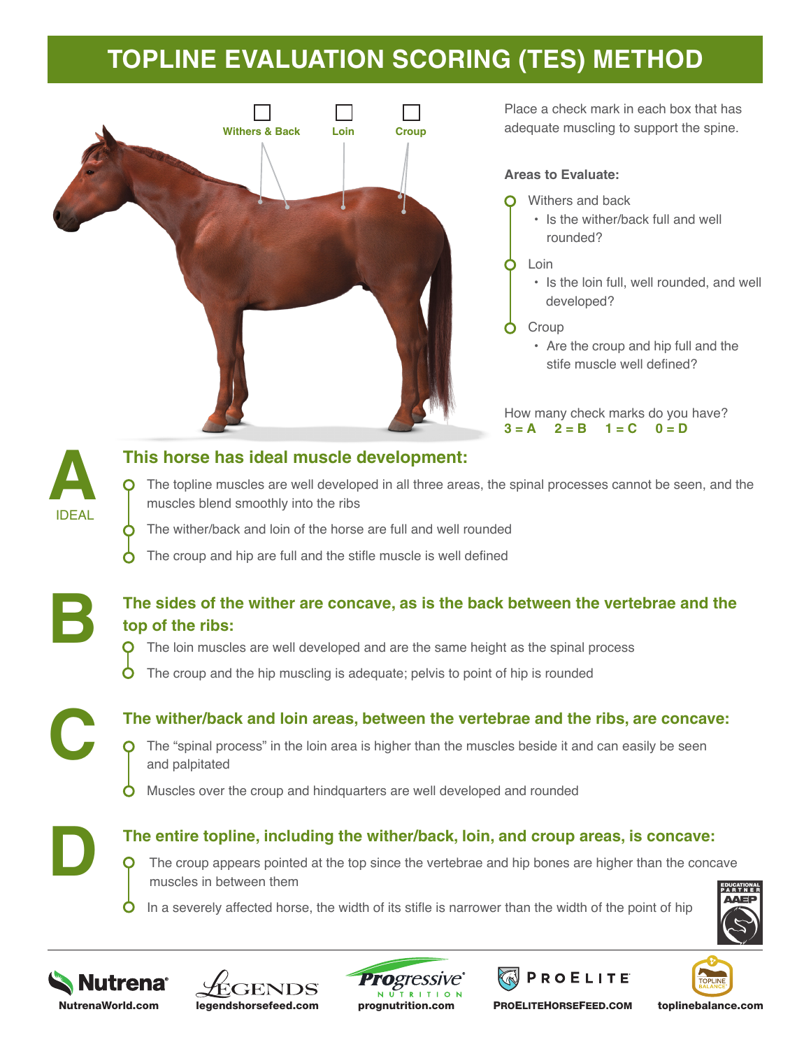# TOPLINE EVALUATION SCORING (TES) METHOD

☐ Withers & Back ☐ Loin ☐ Croup

Place a check mark in each box that has adequate muscling to support the spine.

**Areas to Evaluate:**

- Withers and back
  - Is the wither/back full and well rounded?
- Loin
  - Is the loin full, well rounded, and well developed?
- Croup
  - Are the croup and hip full and the stife muscle well defined?

How many check marks do you have?
**3 = A 2 = B 1 = C 0 = D**

## A (IDEAL)

### This horse has ideal muscle development:

- The topline muscles are well developed in all three areas, the spinal processes cannot be seen, and the muscles blend smoothly into the ribs
- The wither/back and loin of the horse are full and well rounded
- The croup and hip are full and the stifle muscle is well defined

## B

### The sides of the wither are concave, as is the back between the vertebrae and the top of the ribs:

- The loin muscles are well developed and are the same height as the spinal process
- The croup and the hip muscling is adequate; pelvis to point of hip is rounded

## C

### The wither/back and loin areas, between the vertebrae and the ribs, are concave:

- The "spinal process" in the loin area is higher than the muscles beside it and can easily be seen and palpitated
- Muscles over the croup and hindquarters are well developed and rounded

## D

### The entire topline, including the wither/back, loin, and croup areas, is concave:

- The croup appears pointed at the top since the vertebrae and hip bones are higher than the concave muscles in between them
- In a severely affected horse, the width of its stifle is narrower than the width of the point of hip

EDUCATIONAL PARTNER AAEP

Nutrena NutrenaWorld.com | Legends legendshorsefeed.com | Progressive Nutrition prognutrition.com | ProElite PROELITEHORSEFEED.COM | Topline Balance toplinebalance.com